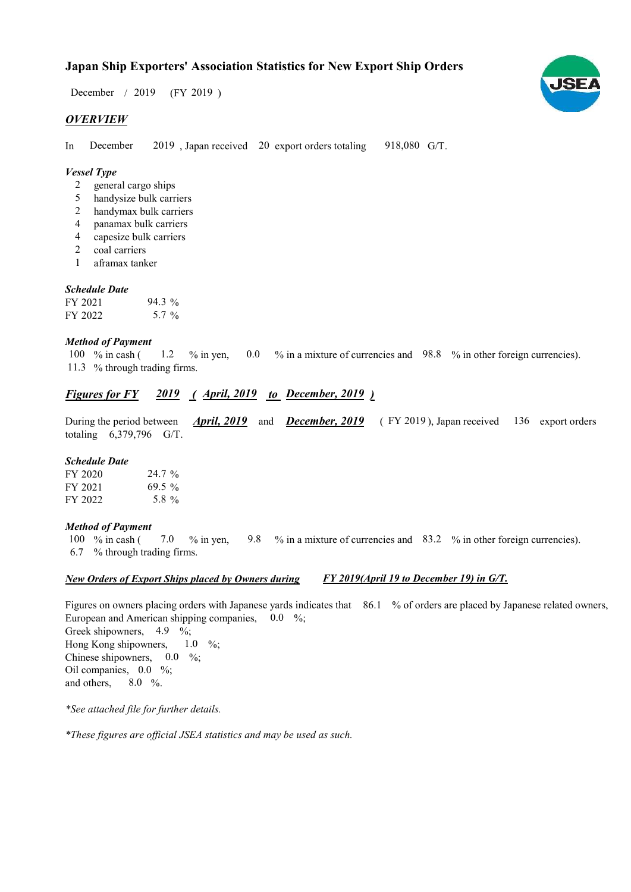# Japan Ship Exporters' Association Statistics for New Export Ship Orders

December / 2019 (FY 2019 )

## *OVERVIEW*

In December 2019 , Japan received 20 export orders totaling 918,080 G/T.

### *Vessel Type*

- 2 general cargo ships
- 5 handysize bulk carriers
- 2 handymax bulk carriers
- 4 panamax bulk carriers
- 4 capesize bulk carriers
- 2 coal carriers
- 1 aframax tanker

### *Schedule Date*

| | |
|---|---|
| FY 2021 | 94.3 % |
| FY 2022 | 5.7 % |

### *Method of Payment*

100 % in cash ( 1.2 % in yen, 0.0 % in a mixture of currencies and 98.8 % in other foreign currencies).
11.3 % through trading firms.

## *Figures for FY 2019 ( April, 2019 to December, 2019 )*

During the period between ***April, 2019*** and ***December, 2019*** ( FY 2019 ), Japan received 136 export orders totaling 6,379,796 G/T.

### *Schedule Date*

| | |
|---|---|
| FY 2020 | 24.7 % |
| FY 2021 | 69.5 % |
| FY 2022 | 5.8 % |

### *Method of Payment*

100 % in cash ( 7.0 % in yen, 9.8 % in a mixture of currencies and 83.2 % in other foreign currencies).
6.7 % through trading firms.

### *New Orders of Export Ships placed by Owners during FY 2019(April 19 to December 19) in G/T.*

Figures on owners placing orders with Japanese yards indicates that 86.1 % of orders are placed by Japanese related owners,
European and American shipping companies, 0.0 %;
Greek shipowners, 4.9 %;
Hong Kong shipowners, 1.0 %;
Chinese shipowners, 0.0 %;
Oil companies, 0.0 %;
and others, 8.0 %.

*\*See attached file for further details.*

*\*These figures are official JSEA statistics and may be used as such.*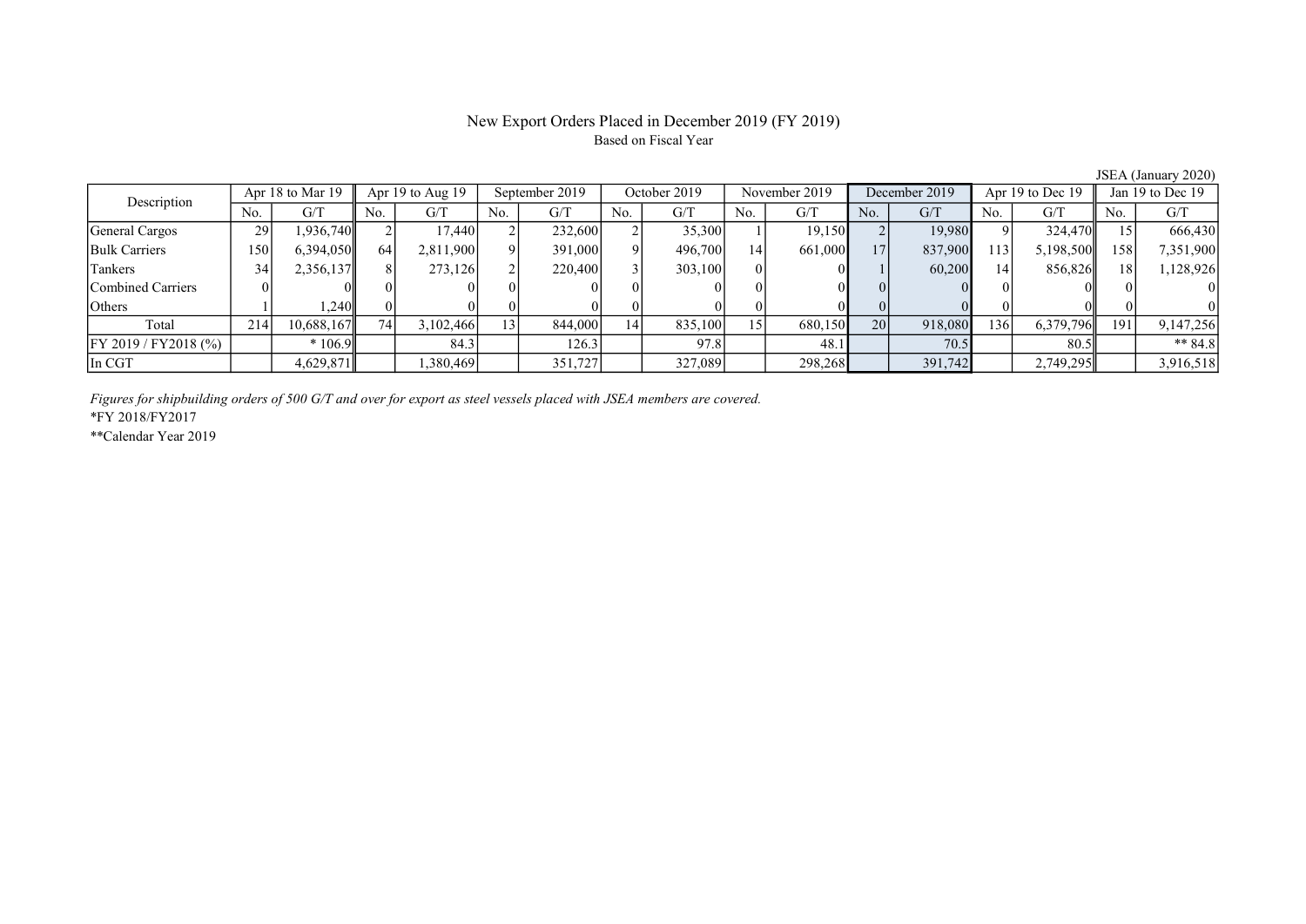# New Export Orders Placed in December 2019 (FY 2019)

Based on Fiscal Year

JSEA (January 2020)

| Description | Apr 18 to Mar 19 | | Apr 19 to Aug 19 | | September 2019 | | October 2019 | | November 2019 | | December 2019 | | Apr 19 to Dec 19 | | Jan 19 to Dec 19 | |
|---|---|---|---|---|---|---|---|---|---|---|---|---|---|---|---|---|
| | No. | G/T | No. | G/T | No. | G/T | No. | G/T | No. | G/T | No. | G/T | No. | G/T | No. | G/T |
| General Cargos | 29 | 1,936,740 | 2 | 17,440 | 2 | 232,600 | 2 | 35,300 | 1 | 19,150 | 2 | 19,980 | 9 | 324,470 | 15 | 666,430 |
| Bulk Carriers | 150 | 6,394,050 | 64 | 2,811,900 | 9 | 391,000 | 9 | 496,700 | 14 | 661,000 | 17 | 837,900 | 113 | 5,198,500 | 158 | 7,351,900 |
| Tankers | 34 | 2,356,137 | 8 | 273,126 | 2 | 220,400 | 3 | 303,100 | 0 | 0 | 1 | 60,200 | 14 | 856,826 | 18 | 1,128,926 |
| Combined Carriers | 0 | 0 | 0 | 0 | 0 | 0 | 0 | 0 | 0 | 0 | 0 | 0 | 0 | 0 | 0 | 0 |
| Others | 1 | 1,240 | 0 | 0 | 0 | 0 | 0 | 0 | 0 | 0 | 0 | 0 | 0 | 0 | 0 | 0 |
| Total | 214 | 10,688,167 | 74 | 3,102,466 | 13 | 844,000 | 14 | 835,100 | 15 | 680,150 | 20 | 918,080 | 136 | 6,379,796 | 191 | 9,147,256 |
| FY 2019 / FY2018 (%) | | * 106.9 | | 84.3 | | 126.3 | | 97.8 | | 48.1 | | 70.5 | | 80.5 | | ** 84.8 |
| In CGT | | 4,629,871 | | 1,380,469 | | 351,727 | | 327,089 | | 298,268 | | 391,742 | | 2,749,295 | | 3,916,518 |

*Figures for shipbuilding orders of 500 G/T and over for export as steel vessels placed with JSEA members are covered.*

*FY 2018/FY2017

**Calendar Year 2019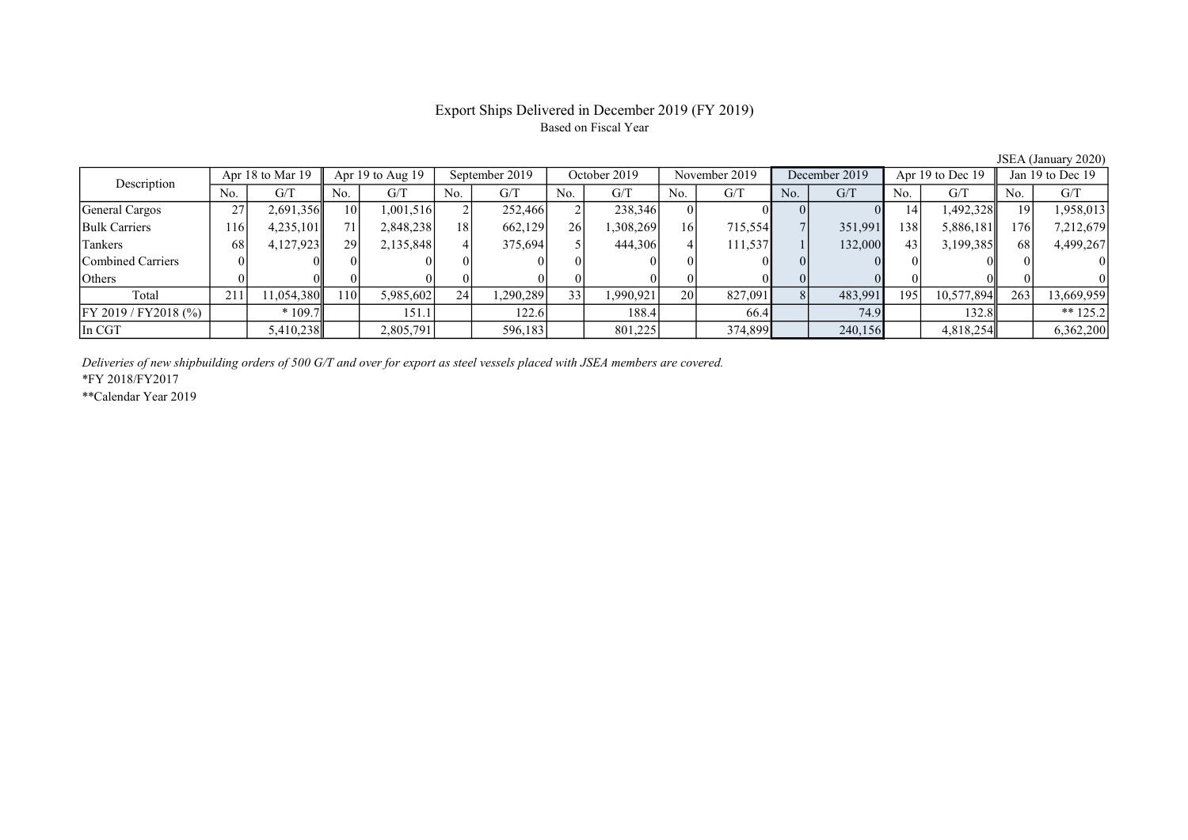# Export Ships Delivered in December 2019 (FY 2019)

Based on Fiscal Year

JSEA (January 2020)

| Description | Apr 18 to Mar 19 | | Apr 19 to Aug 19 | | September 2019 | | October 2019 | | November 2019 | | December 2019 | | Apr 19 to Dec 19 | | Jan 19 to Dec 19 | |
|---|---|---|---|---|---|---|---|---|---|---|---|---|---|---|---|---|
| | No. | G/T | No. | G/T | No. | G/T | No. | G/T | No. | G/T | No. | G/T | No. | G/T | No. | G/T |
| General Cargos | 27 | 2,691,356 | 10 | 1,001,516 | 2 | 252,466 | 2 | 238,346 | 0 | 0 | 0 | 0 | 14 | 1,492,328 | 19 | 1,958,013 |
| Bulk Carriers | 116 | 4,235,101 | 71 | 2,848,238 | 18 | 662,129 | 26 | 1,308,269 | 16 | 715,554 | 7 | 351,991 | 138 | 5,886,181 | 176 | 7,212,679 |
| Tankers | 68 | 4,127,923 | 29 | 2,135,848 | 4 | 375,694 | 5 | 444,306 | 4 | 111,537 | 1 | 132,000 | 43 | 3,199,385 | 68 | 4,499,267 |
| Combined Carriers | 0 | 0 | 0 | 0 | 0 | 0 | 0 | 0 | 0 | 0 | 0 | 0 | 0 | 0 | 0 | 0 |
| Others | 0 | 0 | 0 | 0 | 0 | 0 | 0 | 0 | 0 | 0 | 0 | 0 | 0 | 0 | 0 | 0 |
| Total | 211 | 11,054,380 | 110 | 5,985,602 | 24 | 1,290,289 | 33 | 1,990,921 | 20 | 827,091 | 8 | 483,991 | 195 | 10,577,894 | 263 | 13,669,959 |
| FY 2019 / FY2018 (%) | | * 109.7 | | 151.1 | | 122.6 | | 188.4 | | 66.4 | | 74.9 | | 132.8 | | ** 125.2 |
| In CGT | | 5,410,238 | | 2,805,791 | | 596,183 | | 801,225 | | 374,899 | | 240,156 | | 4,818,254 | | 6,362,200 |

*Deliveries of new shipbuilding orders of 500 G/T and over for export as steel vessels placed with JSEA members are covered.*

*FY 2018/FY2017

**Calendar Year 2019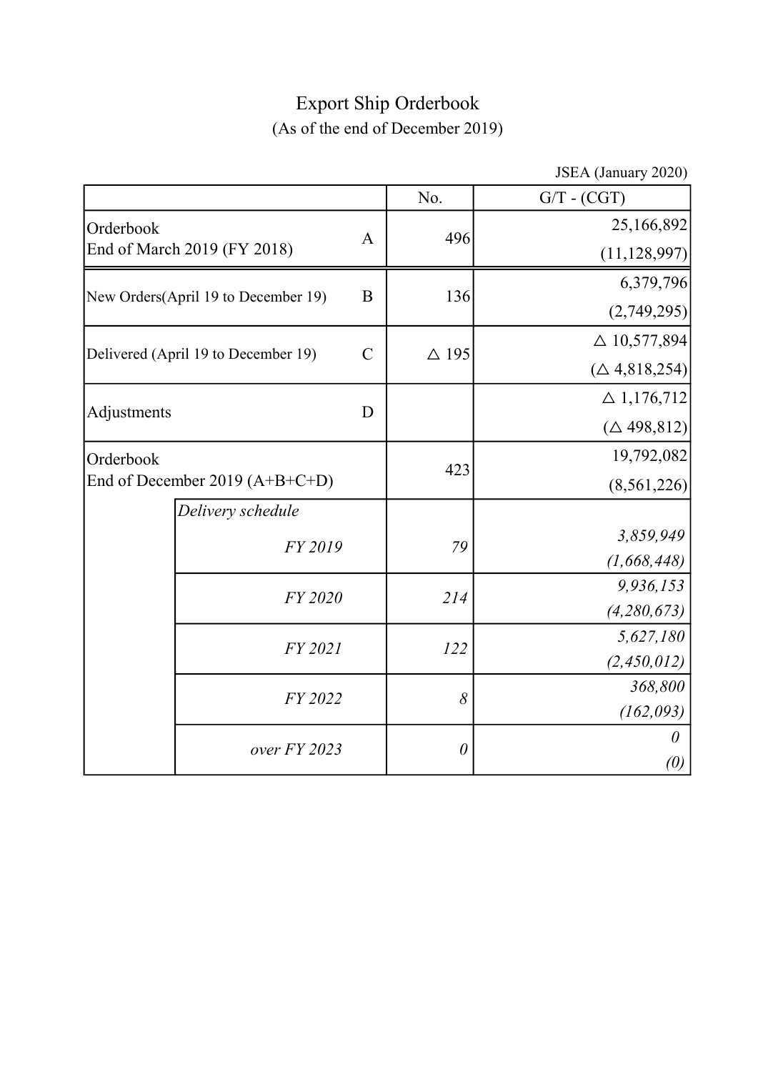# Export Ship Orderbook

(As of the end of December 2019)

JSEA (January 2020)

| | | | No. | G/T - (CGT) |
|---|---|---|---|---|
| Orderbook<br>End of March 2019 (FY 2018) | | A | 496 | 25,166,892<br>(11,128,997) |
| New Orders(April 19 to December 19) | | B | 136 | 6,379,796<br>(2,749,295) |
| Delivered (April 19 to December 19) | | C | △ 195 | △ 10,577,894<br>(△ 4,818,254) |
| Adjustments | | D | | △ 1,176,712<br>(△ 498,812) |
| Orderbook<br>End of December 2019 (A+B+C+D) | | | 423 | 19,792,082<br>(8,561,226) |
| | *Delivery schedule* | | | |
| | *FY 2019* | | *79* | *3,859,949*<br>*(1,668,448)* |
| | *FY 2020* | | *214* | *9,936,153*<br>*(4,280,673)* |
| | *FY 2021* | | *122* | *5,627,180*<br>*(2,450,012)* |
| | *FY 2022* | | *8* | *368,800*<br>*(162,093)* |
| | *over FY 2023* | | *0* | *0*<br>*(0)* |